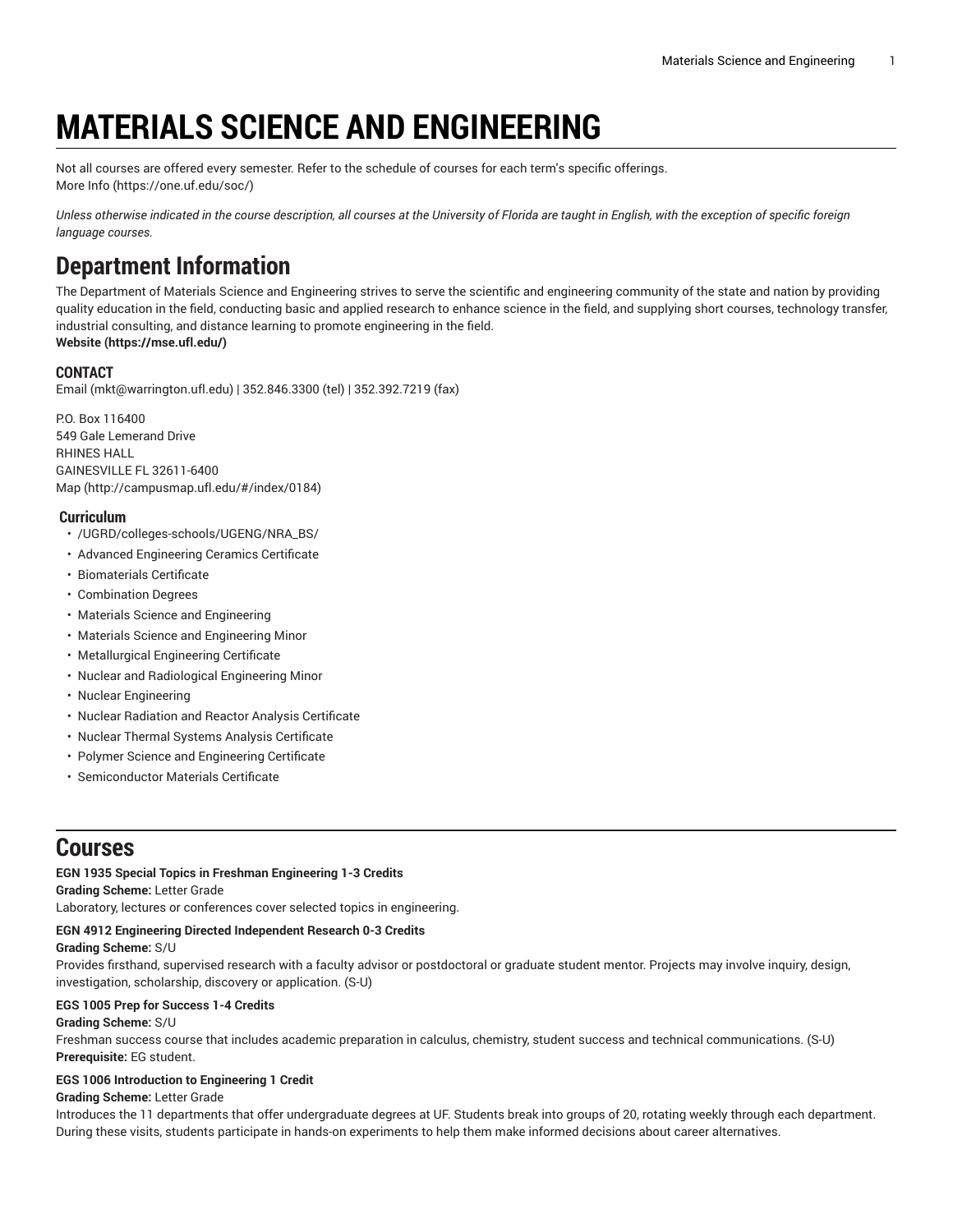# MATERIALS SCIENCE AND ENGINEERING

Not all courses are offered every semester. Refer to the schedule of courses for each term's specific offerings.
More Info (https://one.uf.edu/soc/)

*Unless otherwise indicated in the course description, all courses at the University of Florida are taught in English, with the exception of specific foreign language courses.*

## Department Information

The Department of Materials Science and Engineering strives to serve the scientific and engineering community of the state and nation by providing quality education in the field, conducting basic and applied research to enhance science in the field, and supplying short courses, technology transfer, industrial consulting, and distance learning to promote engineering in the field.
**Website (https://mse.ufl.edu/)**

### CONTACT

Email (mkt@warrington.ufl.edu) | 352.846.3300 (tel) | 352.392.7219 (fax)

P.O. Box 116400
549 Gale Lemerand Drive
RHINES HALL
GAINESVILLE FL 32611-6400
Map (http://campusmap.ufl.edu/#/index/0184)

### Curriculum

- /UGRD/colleges-schools/UGENG/NRA_BS/
- Advanced Engineering Ceramics Certificate
- Biomaterials Certificate
- Combination Degrees
- Materials Science and Engineering
- Materials Science and Engineering Minor
- Metallurgical Engineering Certificate
- Nuclear and Radiological Engineering Minor
- Nuclear Engineering
- Nuclear Radiation and Reactor Analysis Certificate
- Nuclear Thermal Systems Analysis Certificate
- Polymer Science and Engineering Certificate
- Semiconductor Materials Certificate

## Courses

**EGN 1935 Special Topics in Freshman Engineering 1-3 Credits**
**Grading Scheme:** Letter Grade
Laboratory, lectures or conferences cover selected topics in engineering.

**EGN 4912 Engineering Directed Independent Research 0-3 Credits**
**Grading Scheme:** S/U
Provides firsthand, supervised research with a faculty advisor or postdoctoral or graduate student mentor. Projects may involve inquiry, design, investigation, scholarship, discovery or application. (S-U)

**EGS 1005 Prep for Success 1-4 Credits**
**Grading Scheme:** S/U
Freshman success course that includes academic preparation in calculus, chemistry, student success and technical communications. (S-U)
**Prerequisite:** EG student.

**EGS 1006 Introduction to Engineering 1 Credit**
**Grading Scheme:** Letter Grade
Introduces the 11 departments that offer undergraduate degrees at UF. Students break into groups of 20, rotating weekly through each department. During these visits, students participate in hands-on experiments to help them make informed decisions about career alternatives.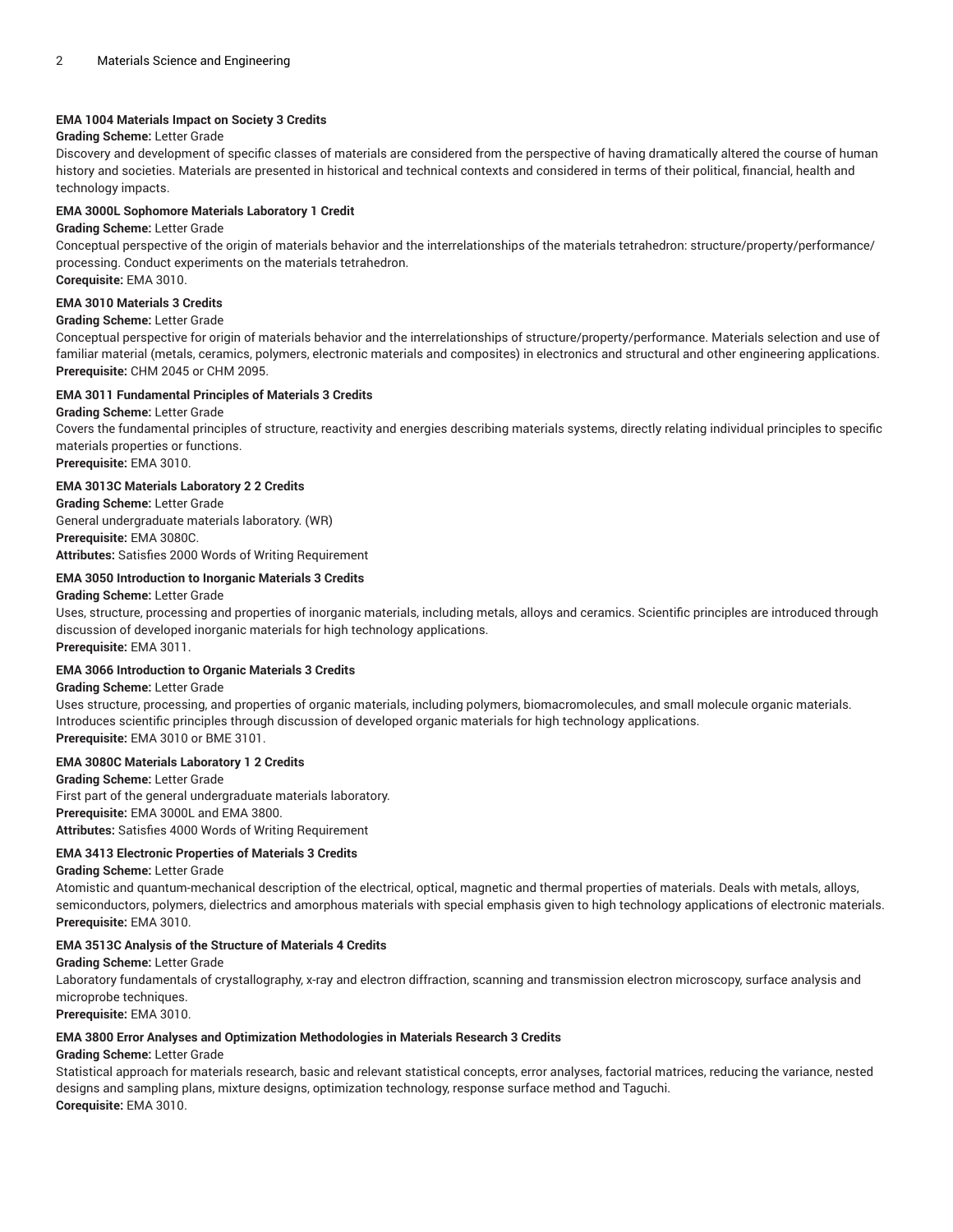**EMA 1004 Materials Impact on Society 3 Credits**

**Grading Scheme:** Letter Grade

Discovery and development of specific classes of materials are considered from the perspective of having dramatically altered the course of human history and societies. Materials are presented in historical and technical contexts and considered in terms of their political, financial, health and technology impacts.

**EMA 3000L Sophomore Materials Laboratory 1 Credit**

**Grading Scheme:** Letter Grade

Conceptual perspective of the origin of materials behavior and the interrelationships of the materials tetrahedron: structure/property/performance/processing. Conduct experiments on the materials tetrahedron.

**Corequisite:** EMA 3010.

**EMA 3010 Materials 3 Credits**

**Grading Scheme:** Letter Grade

Conceptual perspective for origin of materials behavior and the interrelationships of structure/property/performance. Materials selection and use of familiar material (metals, ceramics, polymers, electronic materials and composites) in electronics and structural and other engineering applications.

**Prerequisite:** CHM 2045 or CHM 2095.

**EMA 3011 Fundamental Principles of Materials 3 Credits**

**Grading Scheme:** Letter Grade

Covers the fundamental principles of structure, reactivity and energies describing materials systems, directly relating individual principles to specific materials properties or functions.

**Prerequisite:** EMA 3010.

**EMA 3013C Materials Laboratory 2 2 Credits**

**Grading Scheme:** Letter Grade

General undergraduate materials laboratory. (WR)

**Prerequisite:** EMA 3080C.

**Attributes:** Satisfies 2000 Words of Writing Requirement

**EMA 3050 Introduction to Inorganic Materials 3 Credits**

**Grading Scheme:** Letter Grade

Uses, structure, processing and properties of inorganic materials, including metals, alloys and ceramics. Scientific principles are introduced through discussion of developed inorganic materials for high technology applications.

**Prerequisite:** EMA 3011.

**EMA 3066 Introduction to Organic Materials 3 Credits**

**Grading Scheme:** Letter Grade

Uses structure, processing, and properties of organic materials, including polymers, biomacromolecules, and small molecule organic materials. Introduces scientific principles through discussion of developed organic materials for high technology applications.

**Prerequisite:** EMA 3010 or BME 3101.

**EMA 3080C Materials Laboratory 1 2 Credits**

**Grading Scheme:** Letter Grade

First part of the general undergraduate materials laboratory.

**Prerequisite:** EMA 3000L and EMA 3800.

**Attributes:** Satisfies 4000 Words of Writing Requirement

**EMA 3413 Electronic Properties of Materials 3 Credits**

**Grading Scheme:** Letter Grade

Atomistic and quantum-mechanical description of the electrical, optical, magnetic and thermal properties of materials. Deals with metals, alloys, semiconductors, polymers, dielectrics and amorphous materials with special emphasis given to high technology applications of electronic materials.

**Prerequisite:** EMA 3010.

**EMA 3513C Analysis of the Structure of Materials 4 Credits**

**Grading Scheme:** Letter Grade

Laboratory fundamentals of crystallography, x-ray and electron diffraction, scanning and transmission electron microscopy, surface analysis and microprobe techniques.

**Prerequisite:** EMA 3010.

**EMA 3800 Error Analyses and Optimization Methodologies in Materials Research 3 Credits**

**Grading Scheme:** Letter Grade

Statistical approach for materials research, basic and relevant statistical concepts, error analyses, factorial matrices, reducing the variance, nested designs and sampling plans, mixture designs, optimization technology, response surface method and Taguchi.

**Corequisite:** EMA 3010.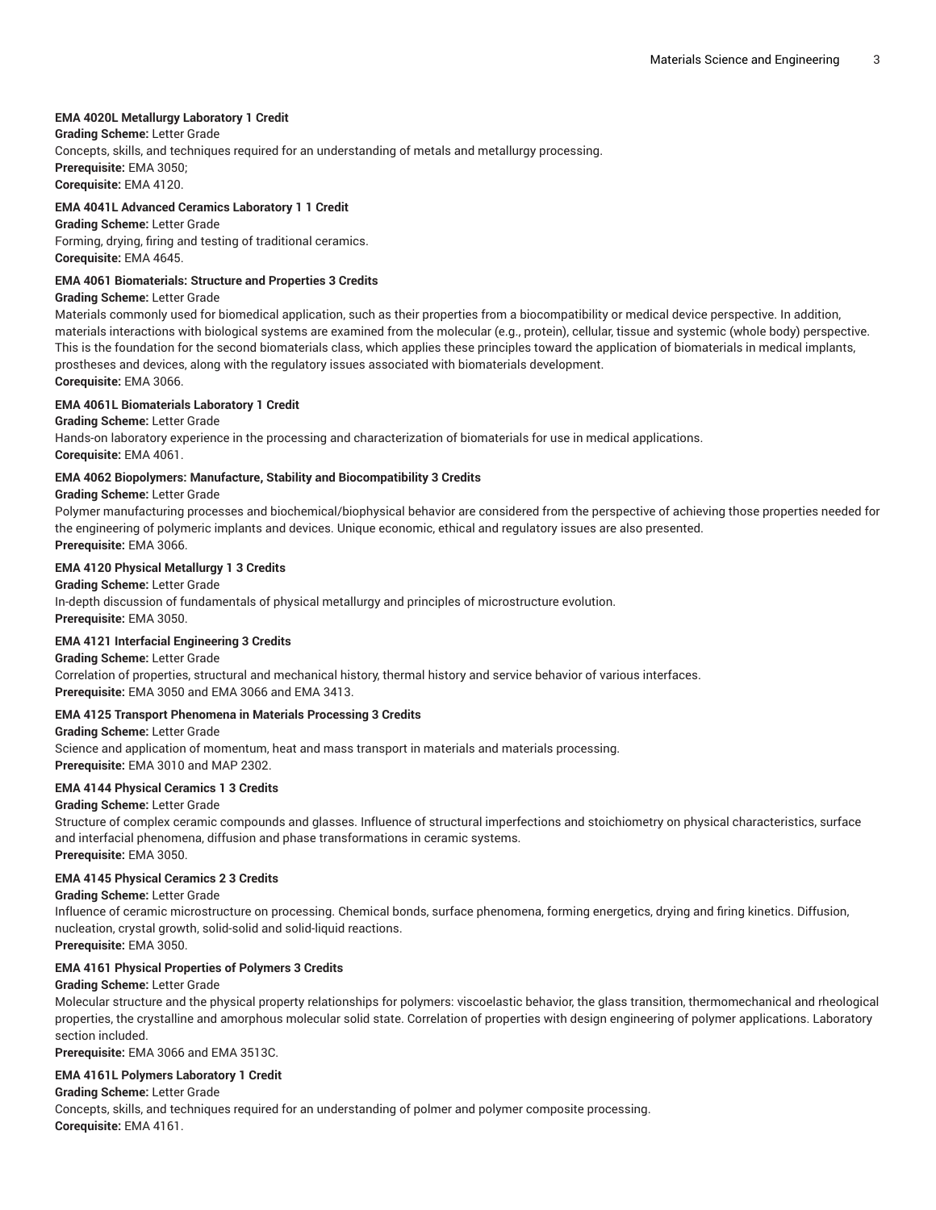**EMA 4020L Metallurgy Laboratory 1 Credit**

**Grading Scheme:** Letter Grade

Concepts, skills, and techniques required for an understanding of metals and metallurgy processing.

**Prerequisite:** EMA 3050;

**Corequisite:** EMA 4120.

**EMA 4041L Advanced Ceramics Laboratory 1 1 Credit**

**Grading Scheme:** Letter Grade

Forming, drying, firing and testing of traditional ceramics.

**Corequisite:** EMA 4645.

**EMA 4061 Biomaterials: Structure and Properties 3 Credits**

**Grading Scheme:** Letter Grade

Materials commonly used for biomedical application, such as their properties from a biocompatibility or medical device perspective. In addition, materials interactions with biological systems are examined from the molecular (e.g., protein), cellular, tissue and systemic (whole body) perspective. This is the foundation for the second biomaterials class, which applies these principles toward the application of biomaterials in medical implants, prostheses and devices, along with the regulatory issues associated with biomaterials development.

**Corequisite:** EMA 3066.

**EMA 4061L Biomaterials Laboratory 1 Credit**

**Grading Scheme:** Letter Grade

Hands-on laboratory experience in the processing and characterization of biomaterials for use in medical applications.

**Corequisite:** EMA 4061.

**EMA 4062 Biopolymers: Manufacture, Stability and Biocompatibility 3 Credits**

**Grading Scheme:** Letter Grade

Polymer manufacturing processes and biochemical/biophysical behavior are considered from the perspective of achieving those properties needed for the engineering of polymeric implants and devices. Unique economic, ethical and regulatory issues are also presented.

**Prerequisite:** EMA 3066.

**EMA 4120 Physical Metallurgy 1 3 Credits**

**Grading Scheme:** Letter Grade

In-depth discussion of fundamentals of physical metallurgy and principles of microstructure evolution.

**Prerequisite:** EMA 3050.

**EMA 4121 Interfacial Engineering 3 Credits**

**Grading Scheme:** Letter Grade

Correlation of properties, structural and mechanical history, thermal history and service behavior of various interfaces.

**Prerequisite:** EMA 3050 and EMA 3066 and EMA 3413.

**EMA 4125 Transport Phenomena in Materials Processing 3 Credits**

**Grading Scheme:** Letter Grade

Science and application of momentum, heat and mass transport in materials and materials processing.

**Prerequisite:** EMA 3010 and MAP 2302.

**EMA 4144 Physical Ceramics 1 3 Credits**

**Grading Scheme:** Letter Grade

Structure of complex ceramic compounds and glasses. Influence of structural imperfections and stoichiometry on physical characteristics, surface and interfacial phenomena, diffusion and phase transformations in ceramic systems.

**Prerequisite:** EMA 3050.

**EMA 4145 Physical Ceramics 2 3 Credits**

**Grading Scheme:** Letter Grade

Influence of ceramic microstructure on processing. Chemical bonds, surface phenomena, forming energetics, drying and firing kinetics. Diffusion, nucleation, crystal growth, solid-solid and solid-liquid reactions.

**Prerequisite:** EMA 3050.

**EMA 4161 Physical Properties of Polymers 3 Credits**

**Grading Scheme:** Letter Grade

Molecular structure and the physical property relationships for polymers: viscoelastic behavior, the glass transition, thermomechanical and rheological properties, the crystalline and amorphous molecular solid state. Correlation of properties with design engineering of polymer applications. Laboratory section included.

**Prerequisite:** EMA 3066 and EMA 3513C.

**EMA 4161L Polymers Laboratory 1 Credit**

**Grading Scheme:** Letter Grade

Concepts, skills, and techniques required for an understanding of polmer and polymer composite processing.

**Corequisite:** EMA 4161.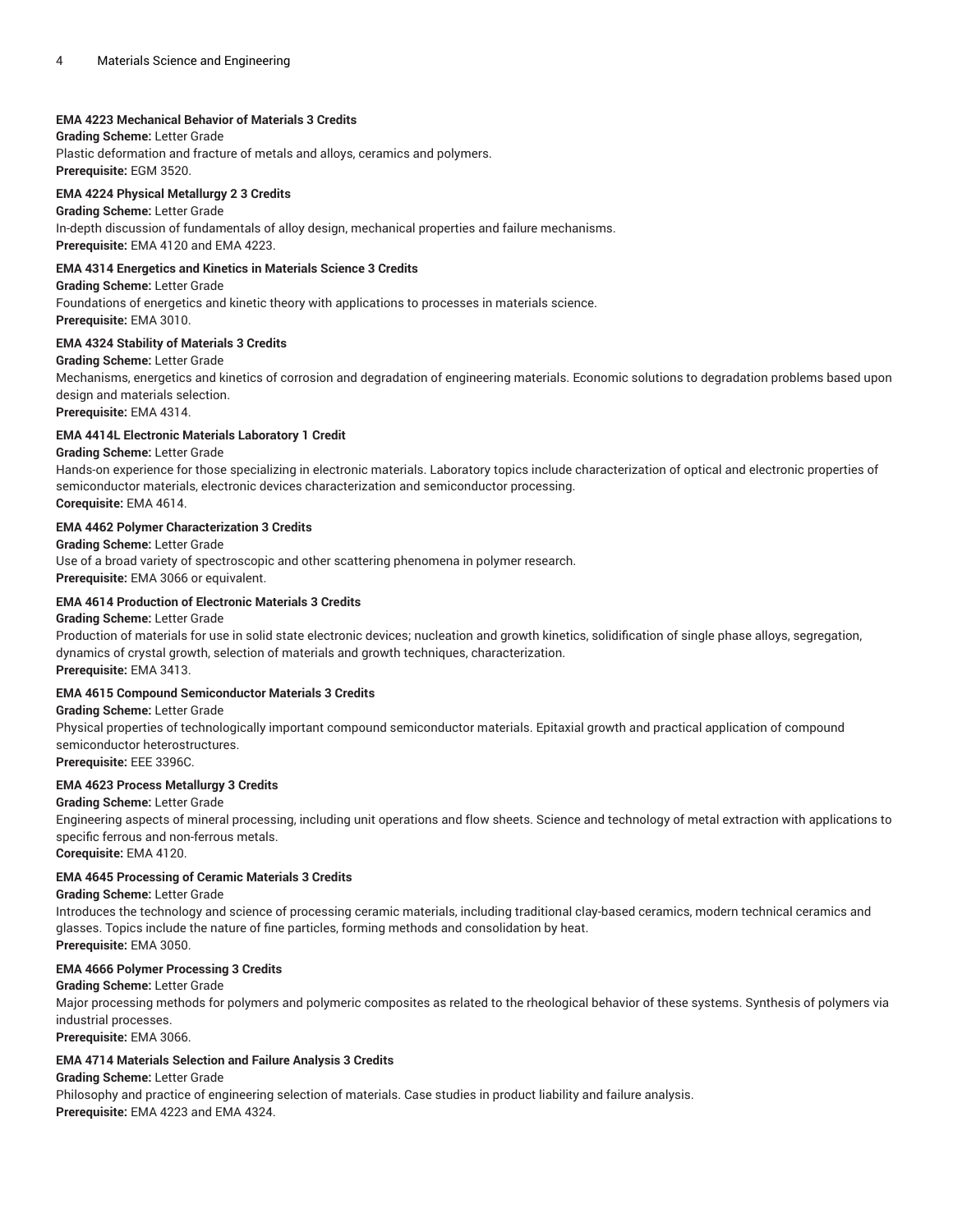**EMA 4223 Mechanical Behavior of Materials 3 Credits**

**Grading Scheme:** Letter Grade

Plastic deformation and fracture of metals and alloys, ceramics and polymers.

**Prerequisite:** EGM 3520.

**EMA 4224 Physical Metallurgy 2 3 Credits**

**Grading Scheme:** Letter Grade

In-depth discussion of fundamentals of alloy design, mechanical properties and failure mechanisms.

**Prerequisite:** EMA 4120 and EMA 4223.

**EMA 4314 Energetics and Kinetics in Materials Science 3 Credits**

**Grading Scheme:** Letter Grade

Foundations of energetics and kinetic theory with applications to processes in materials science.

**Prerequisite:** EMA 3010.

**EMA 4324 Stability of Materials 3 Credits**

**Grading Scheme:** Letter Grade

Mechanisms, energetics and kinetics of corrosion and degradation of engineering materials. Economic solutions to degradation problems based upon design and materials selection.

**Prerequisite:** EMA 4314.

**EMA 4414L Electronic Materials Laboratory 1 Credit**

**Grading Scheme:** Letter Grade

Hands-on experience for those specializing in electronic materials. Laboratory topics include characterization of optical and electronic properties of semiconductor materials, electronic devices characterization and semiconductor processing.

**Corequisite:** EMA 4614.

**EMA 4462 Polymer Characterization 3 Credits**

**Grading Scheme:** Letter Grade

Use of a broad variety of spectroscopic and other scattering phenomena in polymer research.

**Prerequisite:** EMA 3066 or equivalent.

**EMA 4614 Production of Electronic Materials 3 Credits**

**Grading Scheme:** Letter Grade

Production of materials for use in solid state electronic devices; nucleation and growth kinetics, solidification of single phase alloys, segregation, dynamics of crystal growth, selection of materials and growth techniques, characterization.

**Prerequisite:** EMA 3413.

**EMA 4615 Compound Semiconductor Materials 3 Credits**

**Grading Scheme:** Letter Grade

Physical properties of technologically important compound semiconductor materials. Epitaxial growth and practical application of compound semiconductor heterostructures.

**Prerequisite:** EEE 3396C.

**EMA 4623 Process Metallurgy 3 Credits**

**Grading Scheme:** Letter Grade

Engineering aspects of mineral processing, including unit operations and flow sheets. Science and technology of metal extraction with applications to specific ferrous and non-ferrous metals.

**Corequisite:** EMA 4120.

**EMA 4645 Processing of Ceramic Materials 3 Credits**

**Grading Scheme:** Letter Grade

Introduces the technology and science of processing ceramic materials, including traditional clay-based ceramics, modern technical ceramics and glasses. Topics include the nature of fine particles, forming methods and consolidation by heat.

**Prerequisite:** EMA 3050.

**EMA 4666 Polymer Processing 3 Credits**

**Grading Scheme:** Letter Grade

Major processing methods for polymers and polymeric composites as related to the rheological behavior of these systems. Synthesis of polymers via industrial processes.

**Prerequisite:** EMA 3066.

**EMA 4714 Materials Selection and Failure Analysis 3 Credits**

**Grading Scheme:** Letter Grade

Philosophy and practice of engineering selection of materials. Case studies in product liability and failure analysis.

**Prerequisite:** EMA 4223 and EMA 4324.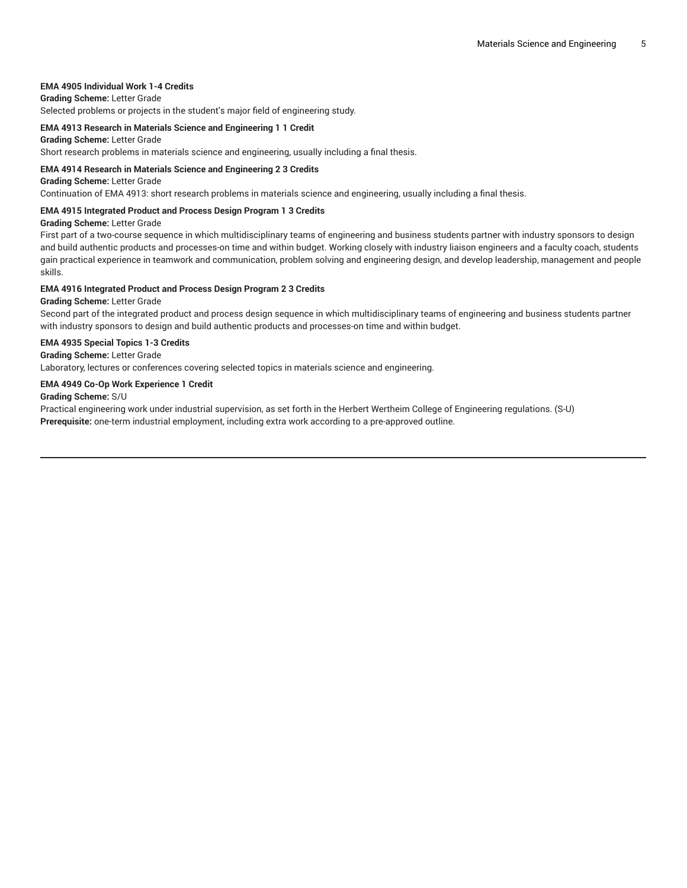**EMA 4905 Individual Work 1-4 Credits**

**Grading Scheme:** Letter Grade

Selected problems or projects in the student's major field of engineering study.

**EMA 4913 Research in Materials Science and Engineering 1 1 Credit**

**Grading Scheme:** Letter Grade

Short research problems in materials science and engineering, usually including a final thesis.

**EMA 4914 Research in Materials Science and Engineering 2 3 Credits**

**Grading Scheme:** Letter Grade

Continuation of EMA 4913: short research problems in materials science and engineering, usually including a final thesis.

**EMA 4915 Integrated Product and Process Design Program 1 3 Credits**

**Grading Scheme:** Letter Grade

First part of a two-course sequence in which multidisciplinary teams of engineering and business students partner with industry sponsors to design and build authentic products and processes-on time and within budget. Working closely with industry liaison engineers and a faculty coach, students gain practical experience in teamwork and communication, problem solving and engineering design, and develop leadership, management and people skills.

**EMA 4916 Integrated Product and Process Design Program 2 3 Credits**

**Grading Scheme:** Letter Grade

Second part of the integrated product and process design sequence in which multidisciplinary teams of engineering and business students partner with industry sponsors to design and build authentic products and processes-on time and within budget.

**EMA 4935 Special Topics 1-3 Credits**

**Grading Scheme:** Letter Grade

Laboratory, lectures or conferences covering selected topics in materials science and engineering.

**EMA 4949 Co-Op Work Experience 1 Credit**

**Grading Scheme:** S/U

Practical engineering work under industrial supervision, as set forth in the Herbert Wertheim College of Engineering regulations. (S-U)

**Prerequisite:** one-term industrial employment, including extra work according to a pre-approved outline.